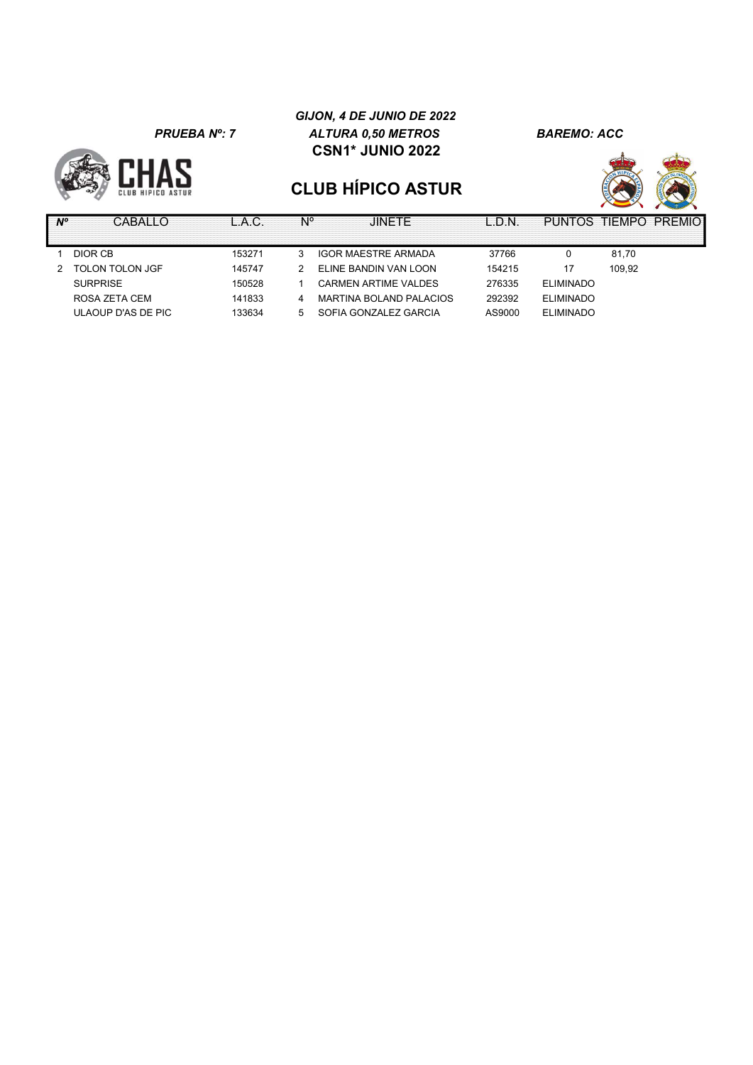*GIJON, 4 DE JUNIO DE 2022*

***PRUEBA Nº: 7*** — ***ALTURA 0,50 METROS*** — ***BAREMO: ACC***

**CSN1* JUNIO 2022**

CHAS CLUB HIPICO ASTUR

## CLUB HÍPICO ASTUR

| Nº | CABALLO | L.A.C. | Nº | JINETE | L.D.N. | PUNTOS | TIEMPO | PREMIO |
|---|---|---|---|---|---|---|---|---|
| 1 | DIOR CB | 153271 | 3 | IGOR MAESTRE ARMADA | 37766 | 0 | 81,70 | |
| 2 | TOLON TOLON JGF | 145747 | 2 | ELINE BANDIN VAN LOON | 154215 | 17 | 109,92 | |
| | SURPRISE | 150528 | 1 | CARMEN ARTIME VALDES | 276335 | ELIMINADO | | |
| | ROSA ZETA CEM | 141833 | 4 | MARTINA BOLAND PALACIOS | 292392 | ELIMINADO | | |
| | ULAOUP D'AS DE PIC | 133634 | 5 | SOFIA GONZALEZ GARCIA | AS9000 | ELIMINADO | | |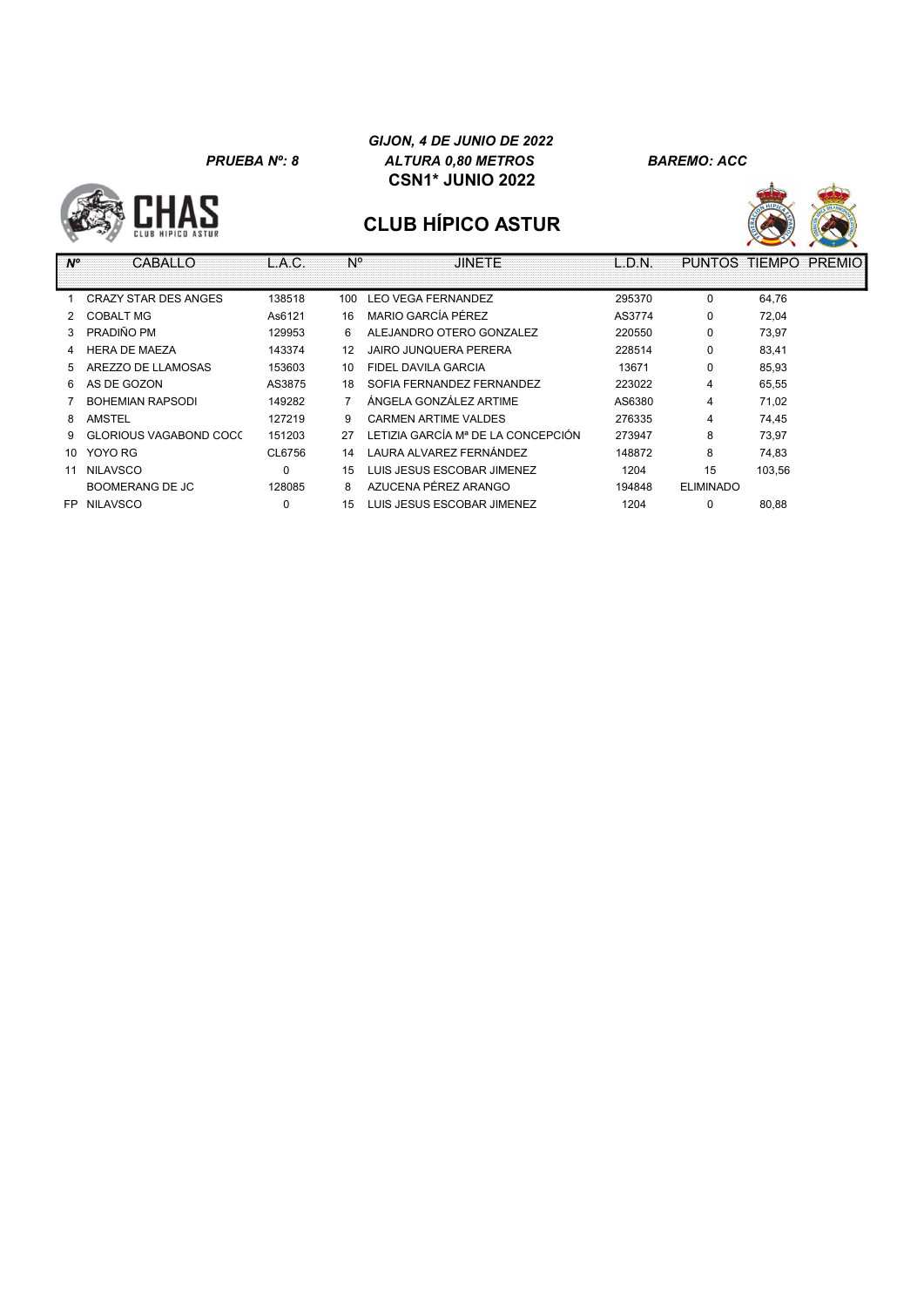*GIJON, 4 DE JUNIO DE 2022*

*PRUEBA Nº: 8* | *ALTURA 0,80 METROS* | *BAREMO: ACC*

**CSN1* JUNIO 2022**

CHAS CLUB HIPICO ASTUR

## CLUB HÍPICO ASTUR

| Nº | CABALLO | L.A.C. | Nº | JINETE | L.D.N. | PUNTOS | TIEMPO | PREMIO |
|---|---|---|---|---|---|---|---|---|
| 1 | CRAZY STAR DES ANGES | 138518 | 100 | LEO VEGA FERNANDEZ | 295370 | 0 | 64,76 | |
| 2 | COBALT MG | As6121 | 16 | MARIO GARCÍA PÉREZ | AS3774 | 0 | 72,04 | |
| 3 | PRADIÑO PM | 129953 | 6 | ALEJANDRO OTERO GONZALEZ | 220550 | 0 | 73,97 | |
| 4 | HERA DE MAEZA | 143374 | 12 | JAIRO JUNQUERA PERERA | 228514 | 0 | 83,41 | |
| 5 | AREZZO DE LLAMOSAS | 153603 | 10 | FIDEL DAVILA GARCIA | 13671 | 0 | 85,93 | |
| 6 | AS DE GOZON | AS3875 | 18 | SOFIA FERNANDEZ FERNANDEZ | 223022 | 4 | 65,55 | |
| 7 | BOHEMIAN RAPSODI | 149282 | 7 | ÁNGELA GONZÁLEZ ARTIME | AS6380 | 4 | 71,02 | |
| 8 | AMSTEL | 127219 | 9 | CARMEN ARTIME VALDES | 276335 | 4 | 74,45 | |
| 9 | GLORIOUS VAGABOND COCC | 151203 | 27 | LETIZIA GARCÍA Mª DE LA CONCEPCIÓN | 273947 | 8 | 73,97 | |
| 10 | YOYO RG | CL6756 | 14 | LAURA ALVAREZ FERNÁNDEZ | 148872 | 8 | 74,83 | |
| 11 | NILAVSCO | 0 | 15 | LUIS JESUS ESCOBAR JIMENEZ | 1204 | 15 | 103,56 | |
| | BOOMERANG DE JC | 128085 | 8 | AZUCENA PÉREZ ARANGO | 194848 | ELIMINADO | | |
| FP | NILAVSCO | 0 | 15 | LUIS JESUS ESCOBAR JIMENEZ | 1204 | 0 | 80,88 | |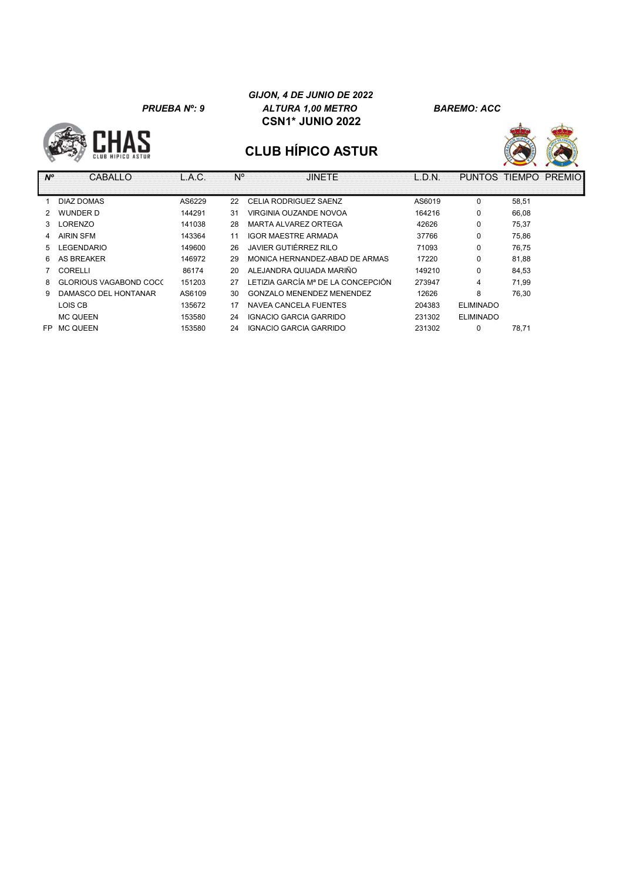**PRUEBA Nº: 9**

***GIJON, 4 DE JUNIO DE 2022***

***ALTURA 1,00 METRO***

**CSN1* JUNIO 2022**

***BAREMO: ACC***

## CLUB HÍPICO ASTUR

| Nº | CABALLO | L.A.C. | Nº | JINETE | L.D.N. | PUNTOS | TIEMPO | PREMIO |
|---|---|---|---|---|---|---|---|---|
| 1 | DIAZ DOMAS | AS6229 | 22 | CELIA RODRIGUEZ SAENZ | AS6019 | 0 | 58,51 | |
| 2 | WUNDER D | 144291 | 31 | VIRGINIA OUZANDE NOVOA | 164216 | 0 | 66,08 | |
| 3 | LORENZO | 141038 | 28 | MARTA ALVAREZ ORTEGA | 42626 | 0 | 75,37 | |
| 4 | AIRIN SFM | 143364 | 11 | IGOR MAESTRE ARMADA | 37766 | 0 | 75,86 | |
| 5 | LEGENDARIO | 149600 | 26 | JAVIER GUTIÉRREZ RILO | 71093 | 0 | 76,75 | |
| 6 | AS BREAKER | 146972 | 29 | MONICA HERNANDEZ-ABAD DE ARMAS | 17220 | 0 | 81,88 | |
| 7 | CORELLI | 86174 | 20 | ALEJANDRA QUIJADA MARIÑO | 149210 | 0 | 84,53 | |
| 8 | GLORIOUS VAGABOND COC( | 151203 | 27 | LETIZIA GARCÍA Mª DE LA CONCEPCIÓN | 273947 | 4 | 71,99 | |
| 9 | DAMASCO DEL HONTANAR | AS6109 | 30 | GONZALO MENENDEZ MENENDEZ | 12626 | 8 | 76,30 | |
| | LOIS CB | 135672 | 17 | NAVEA CANCELA FUENTES | 204383 | ELIMINADO | | |
| | MC QUEEN | 153580 | 24 | IGNACIO GARCIA GARRIDO | 231302 | ELIMINADO | | |
| FP | MC QUEEN | 153580 | 24 | IGNACIO GARCIA GARRIDO | 231302 | 0 | 78,71 | |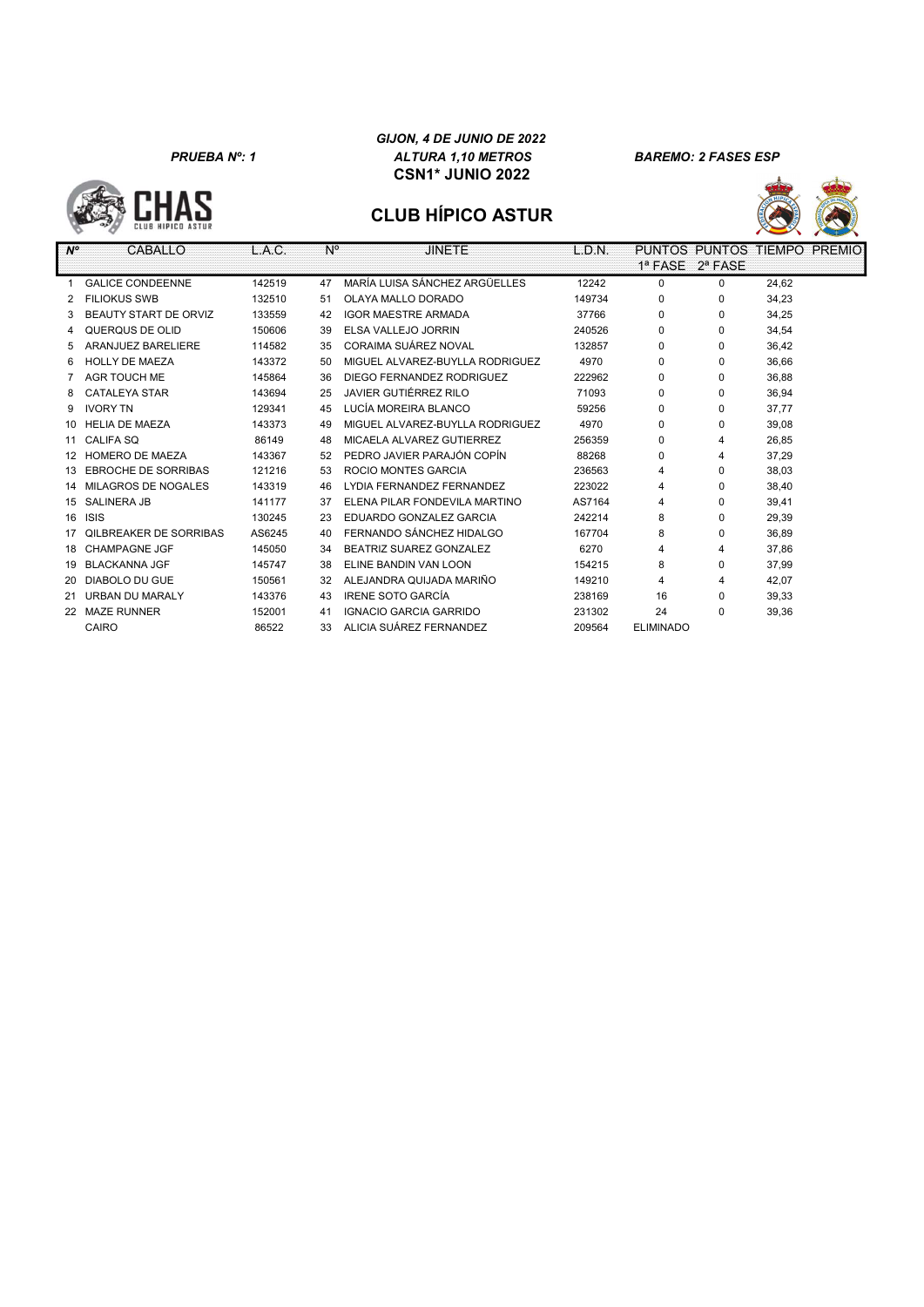*PRUEBA Nº: 1*

*GIJON, 4 DE JUNIO DE 2022*
*ALTURA 1,10 METROS*
**CSN1* JUNIO 2022**

*BAREMO: 2 FASES ESP*

CHAS
CLUB HIPICO ASTUR

## CLUB HÍPICO ASTUR

| Nº | CABALLO | L.A.C. | Nº | JINETE | L.D.N. | PUNTOS 1ª FASE | PUNTOS 2ª FASE | TIEMPO | PREMIO |
|---|---|---|---|---|---|---|---|---|---|
| 1 | GALICE CONDEENNE | 142519 | 47 | MARÍA LUISA SÁNCHEZ ARGÜELLES | 12242 | 0 | 0 | 24,62 | |
| 2 | FILIOKUS SWB | 132510 | 51 | OLAYA MALLO DORADO | 149734 | 0 | 0 | 34,23 | |
| 3 | BEAUTY START DE ORVIZ | 133559 | 42 | IGOR MAESTRE ARMADA | 37766 | 0 | 0 | 34,25 | |
| 4 | QUERQUS DE OLID | 150606 | 39 | ELSA VALLEJO JORRIN | 240526 | 0 | 0 | 34,54 | |
| 5 | ARANJUEZ BARELIERE | 114582 | 35 | CORAIMA SUÁREZ NOVAL | 132857 | 0 | 0 | 36,42 | |
| 6 | HOLLY DE MAEZA | 143372 | 50 | MIGUEL ALVAREZ-BUYLLA RODRIGUEZ | 4970 | 0 | 0 | 36,66 | |
| 7 | AGR TOUCH ME | 145864 | 36 | DIEGO FERNANDEZ RODRIGUEZ | 222962 | 0 | 0 | 36,88 | |
| 8 | CATALEYA STAR | 143694 | 25 | JAVIER GUTIÉRREZ RILO | 71093 | 0 | 0 | 36,94 | |
| 9 | IVORY TN | 129341 | 45 | LUCÍA MOREIRA BLANCO | 59256 | 0 | 0 | 37,77 | |
| 10 | HELIA DE MAEZA | 143373 | 49 | MIGUEL ALVAREZ-BUYLLA RODRIGUEZ | 4970 | 0 | 0 | 39,08 | |
| 11 | CALIFA SQ | 86149 | 48 | MICAELA ALVAREZ GUTIERREZ | 256359 | 0 | 4 | 26,85 | |
| 12 | HOMERO DE MAEZA | 143367 | 52 | PEDRO JAVIER PARAJÓN COPÍN | 88268 | 0 | 4 | 37,29 | |
| 13 | EBROCHE DE SORRIBAS | 121216 | 53 | ROCIO MONTES GARCIA | 236563 | 4 | 0 | 38,03 | |
| 14 | MILAGROS DE NOGALES | 143319 | 46 | LYDIA FERNANDEZ FERNANDEZ | 223022 | 4 | 0 | 38,40 | |
| 15 | SALINERA JB | 141177 | 37 | ELENA PILAR FONDEVILA MARTINO | AS7164 | 4 | 0 | 39,41 | |
| 16 | ISIS | 130245 | 23 | EDUARDO GONZALEZ GARCIA | 242214 | 8 | 0 | 29,39 | |
| 17 | QILBREAKER DE SORRIBAS | AS6245 | 40 | FERNANDO SÁNCHEZ HIDALGO | 167704 | 8 | 0 | 36,89 | |
| 18 | CHAMPAGNE JGF | 145050 | 34 | BEATRIZ SUAREZ GONZALEZ | 6270 | 4 | 4 | 37,86 | |
| 19 | BLACKANNA JGF | 145747 | 38 | ELINE BANDIN VAN LOON | 154215 | 8 | 0 | 37,99 | |
| 20 | DIABOLO DU GUE | 150561 | 32 | ALEJANDRA QUIJADA MARIÑO | 149210 | 4 | 4 | 42,07 | |
| 21 | URBAN DU MARALY | 143376 | 43 | IRENE SOTO GARCÍA | 238169 | 16 | 0 | 39,33 | |
| 22 | MAZE RUNNER | 152001 | 41 | IGNACIO GARCIA GARRIDO | 231302 | 24 | 0 | 39,36 | |
| | CAIRO | 86522 | 33 | ALICIA SUÁREZ FERNANDEZ | 209564 | ELIMINADO | | | |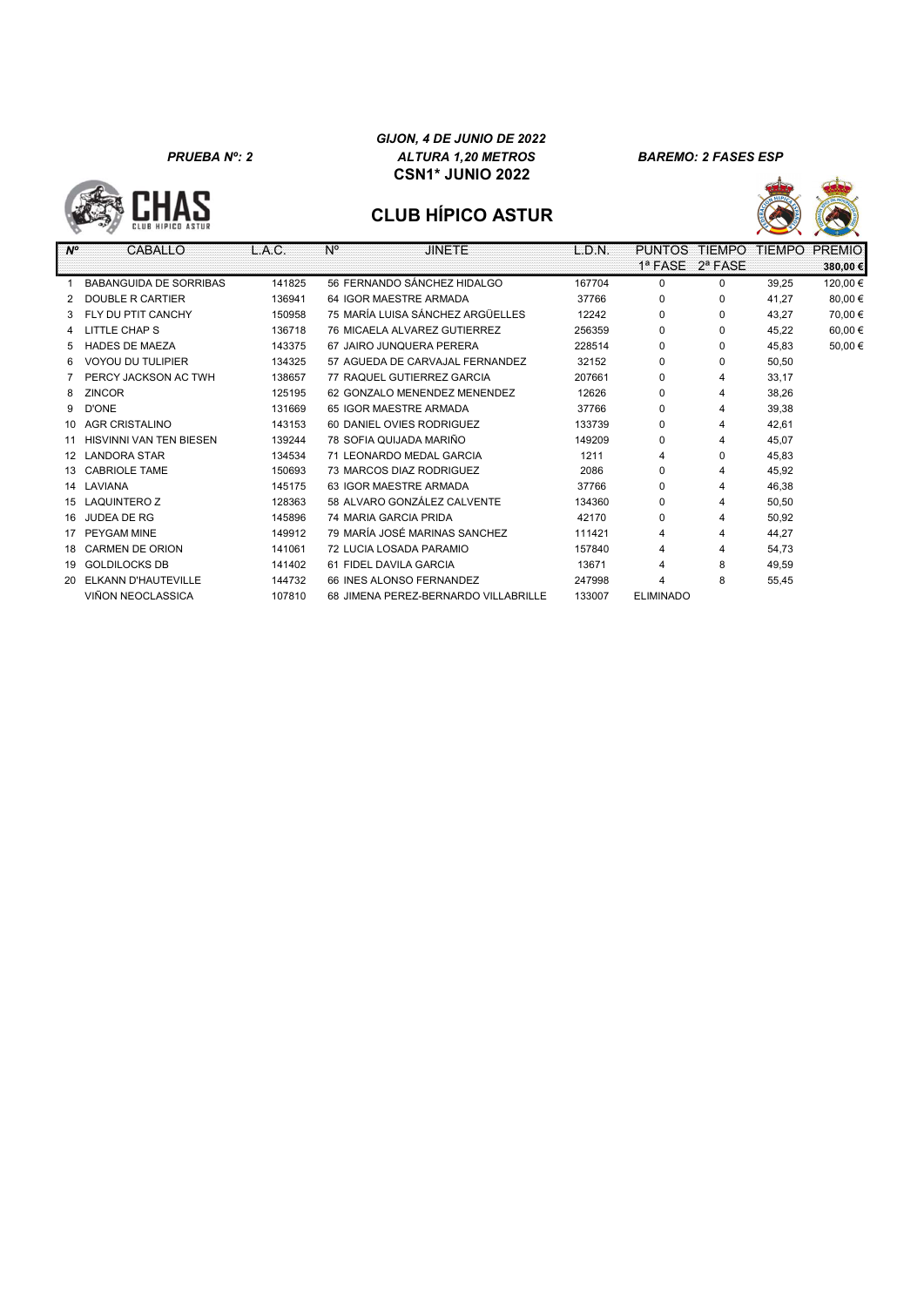*GIJON, 4 DE JUNIO DE 2022*

*PRUEBA Nº: 2* *ALTURA 1,20 METROS* *BAREMO: 2 FASES ESP*

**CSN1* JUNIO 2022**

## CLUB HÍPICO ASTUR

| Nº | CABALLO | L.A.C. | Nº | JINETE | L.D.N. | PUNTOS 1ª FASE | TIEMPO 2ª FASE | TIEMPO | PREMIO 380,00 € |
|---|---|---|---|---|---|---|---|---|---|
| 1 | BABANGUIDA DE SORRIBAS | 141825 | 56 | FERNANDO SÁNCHEZ HIDALGO | 167704 | 0 | 0 | 39,25 | 120,00 € |
| 2 | DOUBLE R CARTIER | 136941 | 64 | IGOR MAESTRE ARMADA | 37766 | 0 | 0 | 41,27 | 80,00 € |
| 3 | FLY DU PTIT CANCHY | 150958 | 75 | MARÍA LUISA SÁNCHEZ ARGÜELLES | 12242 | 0 | 0 | 43,27 | 70,00 € |
| 4 | LITTLE CHAP S | 136718 | 76 | MICAELA ALVAREZ GUTIERREZ | 256359 | 0 | 0 | 45,22 | 60,00 € |
| 5 | HADES DE MAEZA | 143375 | 67 | JAIRO JUNQUERA PERERA | 228514 | 0 | 0 | 45,83 | 50,00 € |
| 6 | VOYOU DU TULIPIER | 134325 | 57 | AGUEDA DE CARVAJAL FERNANDEZ | 32152 | 0 | 0 | 50,50 | |
| 7 | PERCY JACKSON AC TWH | 138657 | 77 | RAQUEL GUTIERREZ GARCIA | 207661 | 0 | 4 | 33,17 | |
| 8 | ZINCOR | 125195 | 62 | GONZALO MENENDEZ MENENDEZ | 12626 | 0 | 4 | 38,26 | |
| 9 | D'ONE | 131669 | 65 | IGOR MAESTRE ARMADA | 37766 | 0 | 4 | 39,38 | |
| 10 | AGR CRISTALINO | 143153 | 60 | DANIEL OVIES RODRIGUEZ | 133739 | 0 | 4 | 42,61 | |
| 11 | HISVINNI VAN TEN BIESEN | 139244 | 78 | SOFIA QUIJADA MARIÑO | 149209 | 0 | 4 | 45,07 | |
| 12 | LANDORA STAR | 134534 | 71 | LEONARDO MEDAL GARCIA | 1211 | 4 | 0 | 45,83 | |
| 13 | CABRIOLE TAME | 150693 | 73 | MARCOS DIAZ RODRIGUEZ | 2086 | 0 | 4 | 45,92 | |
| 14 | LAVIANA | 145175 | 63 | IGOR MAESTRE ARMADA | 37766 | 0 | 4 | 46,38 | |
| 15 | LAQUINTERO Z | 128363 | 58 | ALVARO GONZÁLEZ CALVENTE | 134360 | 0 | 4 | 50,50 | |
| 16 | JUDEA DE RG | 145896 | 74 | MARIA GARCIA PRIDA | 42170 | 0 | 4 | 50,92 | |
| 17 | PEYGAM MINE | 149912 | 79 | MARÍA JOSÉ MARINAS SANCHEZ | 111421 | 4 | 4 | 44,27 | |
| 18 | CARMEN DE ORION | 141061 | 72 | LUCIA LOSADA PARAMIO | 157840 | 4 | 4 | 54,73 | |
| 19 | GOLDILOCKS DB | 141402 | 61 | FIDEL DAVILA GARCIA | 13671 | 4 | 8 | 49,59 | |
| 20 | ELKANN D'HAUTEVILLE | 144732 | 66 | INES ALONSO FERNANDEZ | 247998 | 4 | 8 | 55,45 | |
| | VIÑON NEOCLASSICA | 107810 | 68 | JIMENA PEREZ-BERNARDO VILLABRILLE | 133007 | ELIMINADO | | | |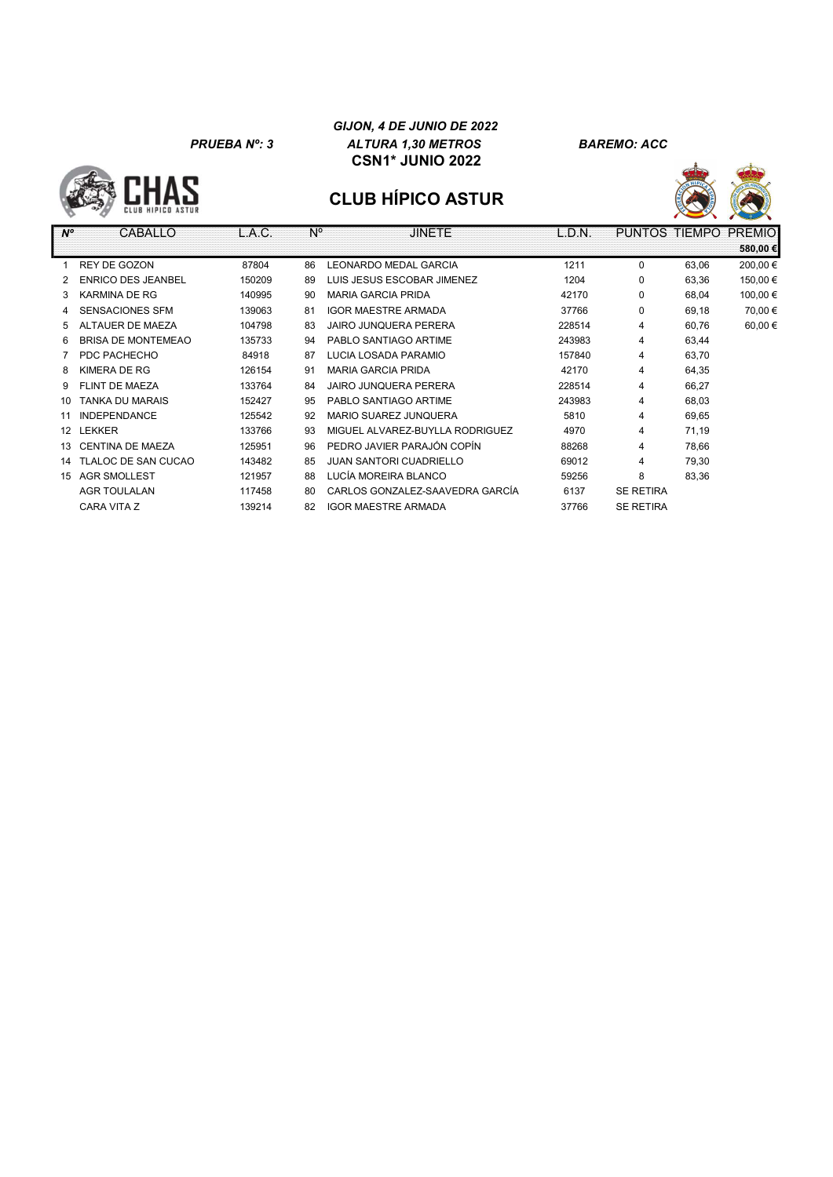***GIJON, 4 DE JUNIO DE 2022***

***PRUEBA Nº: 3*** ***ALTURA 1,30 METROS*** ***BAREMO: ACC***

**CSN1\* JUNIO 2022**

CHAS CLUB HIPICO ASTUR

## CLUB HÍPICO ASTUR

| Nº | CABALLO | L.A.C. | Nº | JINETE | L.D.N. | PUNTOS | TIEMPO | PREMIO |
|---|---|---|---|---|---|---|---|---|
| | | | | | | | | **580,00 €** |
| 1 | REY DE GOZON | 87804 | 86 | LEONARDO MEDAL GARCIA | 1211 | 0 | 63,06 | 200,00 € |
| 2 | ENRICO DES JEANBEL | 150209 | 89 | LUIS JESUS ESCOBAR JIMENEZ | 1204 | 0 | 63,36 | 150,00 € |
| 3 | KARMINA DE RG | 140995 | 90 | MARIA GARCIA PRIDA | 42170 | 0 | 68,04 | 100,00 € |
| 4 | SENSACIONES SFM | 139063 | 81 | IGOR MAESTRE ARMADA | 37766 | 0 | 69,18 | 70,00 € |
| 5 | ALTAUER DE MAEZA | 104798 | 83 | JAIRO JUNQUERA PERERA | 228514 | 4 | 60,76 | 60,00 € |
| 6 | BRISA DE MONTEMEAO | 135733 | 94 | PABLO SANTIAGO ARTIME | 243983 | 4 | 63,44 | |
| 7 | PDC PACHECHO | 84918 | 87 | LUCIA LOSADA PARAMIO | 157840 | 4 | 63,70 | |
| 8 | KIMERA DE RG | 126154 | 91 | MARIA GARCIA PRIDA | 42170 | 4 | 64,35 | |
| 9 | FLINT DE MAEZA | 133764 | 84 | JAIRO JUNQUERA PERERA | 228514 | 4 | 66,27 | |
| 10 | TANKA DU MARAIS | 152427 | 95 | PABLO SANTIAGO ARTIME | 243983 | 4 | 68,03 | |
| 11 | INDEPENDANCE | 125542 | 92 | MARIO SUAREZ JUNQUERA | 5810 | 4 | 69,65 | |
| 12 | LEKKER | 133766 | 93 | MIGUEL ALVAREZ-BUYLLA RODRIGUEZ | 4970 | 4 | 71,19 | |
| 13 | CENTINA DE MAEZA | 125951 | 96 | PEDRO JAVIER PARAJÓN COPÍN | 88268 | 4 | 78,66 | |
| 14 | TLALOC DE SAN CUCAO | 143482 | 85 | JUAN SANTORI CUADRIELLO | 69012 | 4 | 79,30 | |
| 15 | AGR SMOLLEST | 121957 | 88 | LUCÍA MOREIRA BLANCO | 59256 | 8 | 83,36 | |
| | AGR TOULALAN | 117458 | 80 | CARLOS GONZALEZ-SAAVEDRA GARCÍA | 6137 | SE RETIRA | | |
| | CARA VITA Z | 139214 | 82 | IGOR MAESTRE ARMADA | 37766 | SE RETIRA | | |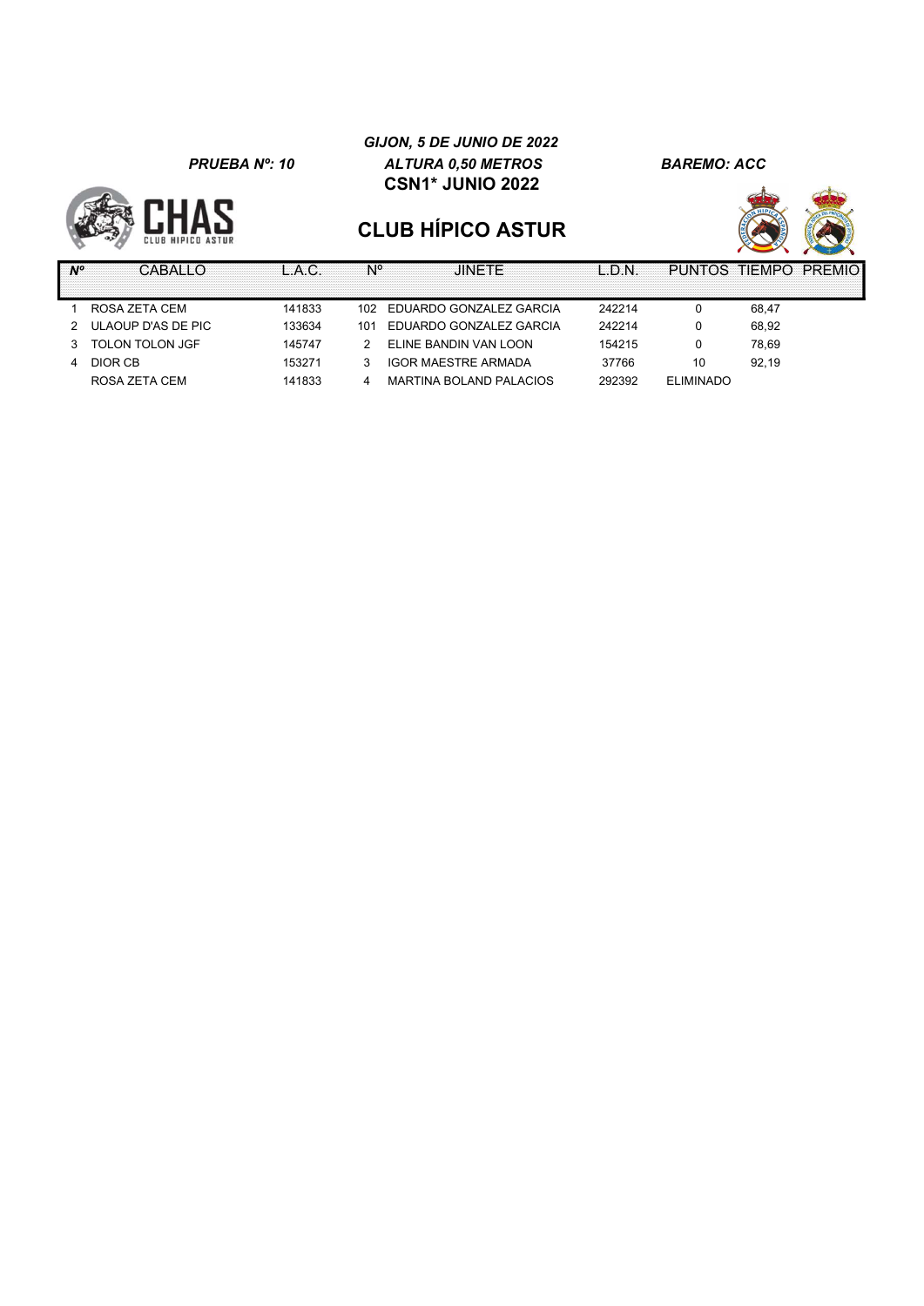*GIJON, 5 DE JUNIO DE 2022*

*PRUEBA Nº: 10* *ALTURA 0,50 METROS* *BAREMO: ACC*

**CSN1* JUNIO 2022**

## CLUB HÍPICO ASTUR

| Nº | CABALLO | L.A.C. | Nº | JINETE | L.D.N. | PUNTOS | TIEMPO | PREMIO |
|---|---|---|---|---|---|---|---|---|
| 1 | ROSA ZETA CEM | 141833 | 102 | EDUARDO GONZALEZ GARCIA | 242214 | 0 | 68,47 | |
| 2 | ULAOUP D'AS DE PIC | 133634 | 101 | EDUARDO GONZALEZ GARCIA | 242214 | 0 | 68,92 | |
| 3 | TOLON TOLON JGF | 145747 | 2 | ELINE BANDIN VAN LOON | 154215 | 0 | 78,69 | |
| 4 | DIOR CB | 153271 | 3 | IGOR MAESTRE ARMADA | 37766 | 10 | 92,19 | |
| | ROSA ZETA CEM | 141833 | 4 | MARTINA BOLAND PALACIOS | 292392 | ELIMINADO | | |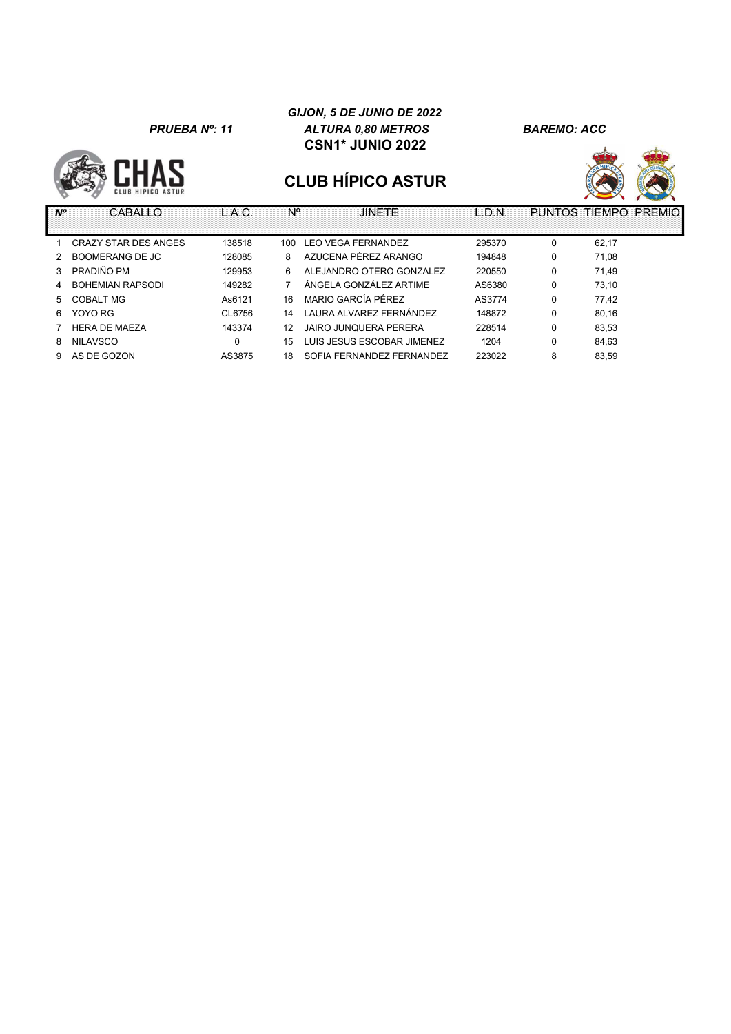*GIJON, 5 DE JUNIO DE 2022*

*PRUEBA Nº: 11* *ALTURA 0,80 METROS* *BAREMO: ACC*

**CSN1* JUNIO 2022**

CHAS CLUB HIPICO ASTUR

## CLUB HÍPICO ASTUR

| Nº | CABALLO | L.A.C. | Nº | JINETE | L.D.N. | PUNTOS | TIEMPO | PREMIO |
|---|---|---|---|---|---|---|---|---|
| 1 | CRAZY STAR DES ANGES | 138518 | 100 | LEO VEGA FERNANDEZ | 295370 | 0 | 62,17 | |
| 2 | BOOMERANG DE JC | 128085 | 8 | AZUCENA PÉREZ ARANGO | 194848 | 0 | 71,08 | |
| 3 | PRADIÑO PM | 129953 | 6 | ALEJANDRO OTERO GONZALEZ | 220550 | 0 | 71,49 | |
| 4 | BOHEMIAN RAPSODI | 149282 | 7 | ÁNGELA GONZÁLEZ ARTIME | AS6380 | 0 | 73,10 | |
| 5 | COBALT MG | As6121 | 16 | MARIO GARCÍA PÉREZ | AS3774 | 0 | 77,42 | |
| 6 | YOYO RG | CL6756 | 14 | LAURA ALVAREZ FERNÁNDEZ | 148872 | 0 | 80,16 | |
| 7 | HERA DE MAEZA | 143374 | 12 | JAIRO JUNQUERA PERERA | 228514 | 0 | 83,53 | |
| 8 | NILAVSCO | 0 | 15 | LUIS JESUS ESCOBAR JIMENEZ | 1204 | 0 | 84,63 | |
| 9 | AS DE GOZON | AS3875 | 18 | SOFIA FERNANDEZ FERNANDEZ | 223022 | 8 | 83,59 | |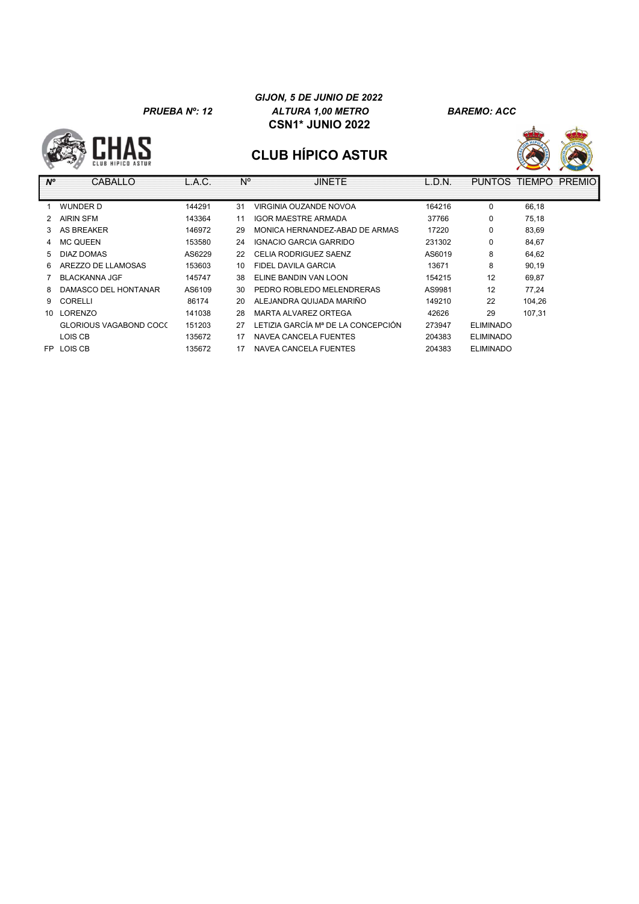*GIJON, 5 DE JUNIO DE 2022*

*PRUEBA Nº: 12* *ALTURA 1,00 METRO* *BAREMO: ACC*

**CSN1* JUNIO 2022**

## CLUB HÍPICO ASTUR

| Nº | CABALLO | L.A.C. | Nº | JINETE | L.D.N. | PUNTOS | TIEMPO | PREMIO |
|---|---|---|---|---|---|---|---|---|
| 1 | WUNDER D | 144291 | 31 | VIRGINIA OUZANDE NOVOA | 164216 | 0 | 66,18 | |
| 2 | AIRIN SFM | 143364 | 11 | IGOR MAESTRE ARMADA | 37766 | 0 | 75,18 | |
| 3 | AS BREAKER | 146972 | 29 | MONICA HERNANDEZ-ABAD DE ARMAS | 17220 | 0 | 83,69 | |
| 4 | MC QUEEN | 153580 | 24 | IGNACIO GARCIA GARRIDO | 231302 | 0 | 84,67 | |
| 5 | DIAZ DOMAS | AS6229 | 22 | CELIA RODRIGUEZ SAENZ | AS6019 | 8 | 64,62 | |
| 6 | AREZZO DE LLAMOSAS | 153603 | 10 | FIDEL DAVILA GARCIA | 13671 | 8 | 90,19 | |
| 7 | BLACKANNA JGF | 145747 | 38 | ELINE BANDIN VAN LOON | 154215 | 12 | 69,87 | |
| 8 | DAMASCO DEL HONTANAR | AS6109 | 30 | PEDRO ROBLEDO MELENDRERAS | AS9981 | 12 | 77,24 | |
| 9 | CORELLI | 86174 | 20 | ALEJANDRA QUIJADA MARIÑO | 149210 | 22 | 104,26 | |
| 10 | LORENZO | 141038 | 28 | MARTA ALVAREZ ORTEGA | 42626 | 29 | 107,31 | |
| | GLORIOUS VAGABOND COCC | 151203 | 27 | LETIZIA GARCÍA Mª DE LA CONCEPCIÓN | 273947 | ELIMINADO | | |
| | LOIS CB | 135672 | 17 | NAVEA CANCELA FUENTES | 204383 | ELIMINADO | | |
| FP | LOIS CB | 135672 | 17 | NAVEA CANCELA FUENTES | 204383 | ELIMINADO | | |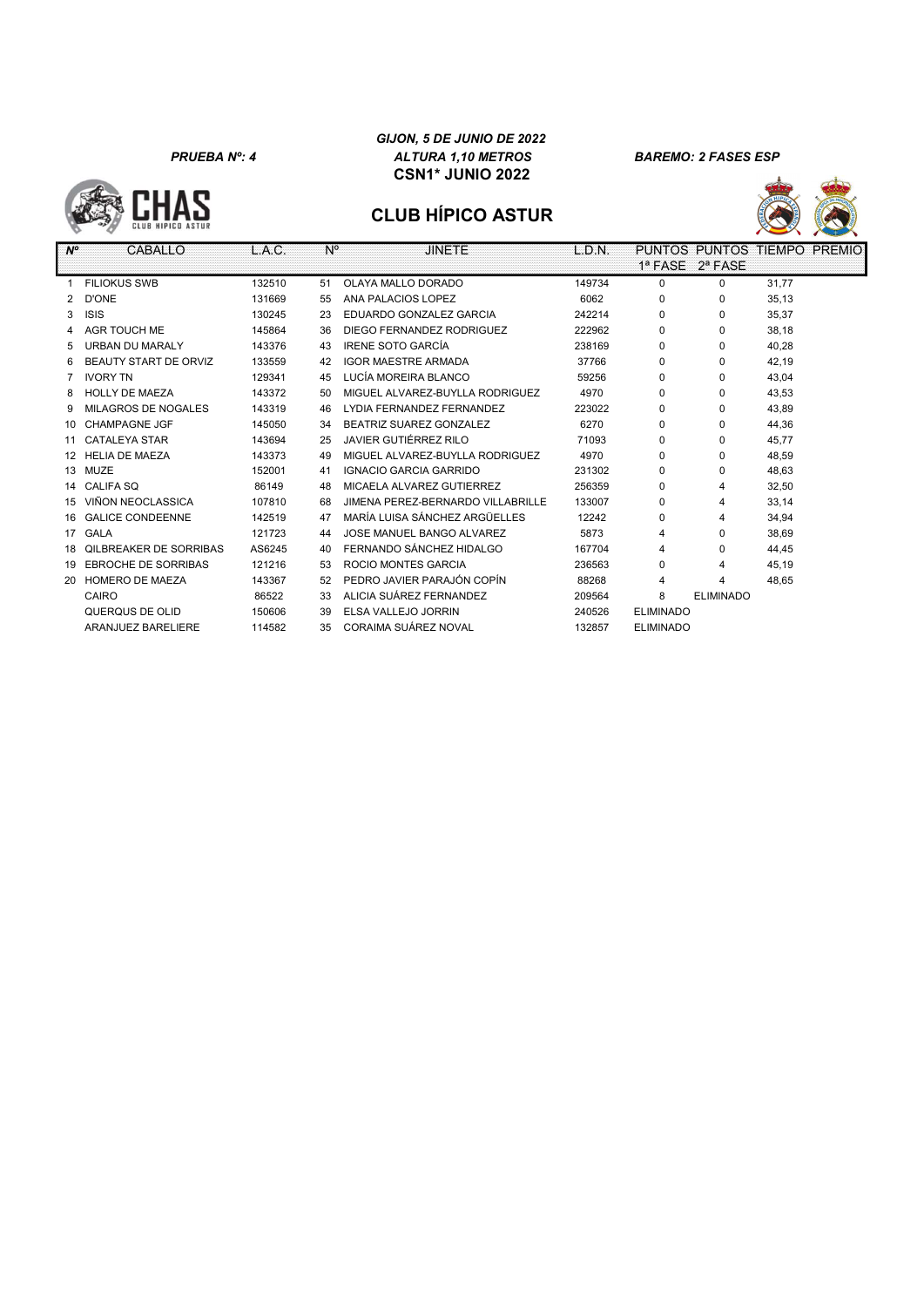*GIJON, 5 DE JUNIO DE 2022*

*PRUEBA Nº: 4* — *ALTURA 1,10 METROS* — *BAREMO: 2 FASES ESP*

**CSN1* JUNIO 2022**

## CLUB HÍPICO ASTUR

| Nº | CABALLO | L.A.C. | Nº | JINETE | L.D.N. | PUNTOS 1ª FASE | PUNTOS 2ª FASE | TIEMPO | PREMIO |
|---|---|---|---|---|---|---|---|---|---|
| 1 | FILIOKUS SWB | 132510 | 51 | OLAYA MALLO DORADO | 149734 | 0 | 0 | 31,77 | |
| 2 | D'ONE | 131669 | 55 | ANA PALACIOS LOPEZ | 6062 | 0 | 0 | 35,13 | |
| 3 | ISIS | 130245 | 23 | EDUARDO GONZALEZ GARCIA | 242214 | 0 | 0 | 35,37 | |
| 4 | AGR TOUCH ME | 145864 | 36 | DIEGO FERNANDEZ RODRIGUEZ | 222962 | 0 | 0 | 38,18 | |
| 5 | URBAN DU MARALY | 143376 | 43 | IRENE SOTO GARCÍA | 238169 | 0 | 0 | 40,28 | |
| 6 | BEAUTY START DE ORVIZ | 133559 | 42 | IGOR MAESTRE ARMADA | 37766 | 0 | 0 | 42,19 | |
| 7 | IVORY TN | 129341 | 45 | LUCÍA MOREIRA BLANCO | 59256 | 0 | 0 | 43,04 | |
| 8 | HOLLY DE MAEZA | 143372 | 50 | MIGUEL ALVAREZ-BUYLLA RODRIGUEZ | 4970 | 0 | 0 | 43,53 | |
| 9 | MILAGROS DE NOGALES | 143319 | 46 | LYDIA FERNANDEZ FERNANDEZ | 223022 | 0 | 0 | 43,89 | |
| 10 | CHAMPAGNE JGF | 145050 | 34 | BEATRIZ SUAREZ GONZALEZ | 6270 | 0 | 0 | 44,36 | |
| 11 | CATALEYA STAR | 143694 | 25 | JAVIER GUTIÉRREZ RILO | 71093 | 0 | 0 | 45,77 | |
| 12 | HELIA DE MAEZA | 143373 | 49 | MIGUEL ALVAREZ-BUYLLA RODRIGUEZ | 4970 | 0 | 0 | 48,59 | |
| 13 | MUZE | 152001 | 41 | IGNACIO GARCIA GARRIDO | 231302 | 0 | 0 | 48,63 | |
| 14 | CALIFA SQ | 86149 | 48 | MICAELA ALVAREZ GUTIERREZ | 256359 | 0 | 4 | 32,50 | |
| 15 | VIÑON NEOCLASSICA | 107810 | 68 | JIMENA PEREZ-BERNARDO VILLABRILLE | 133007 | 0 | 4 | 33,14 | |
| 16 | GALICE CONDEENNE | 142519 | 47 | MARÍA LUISA SÁNCHEZ ARGÜELLES | 12242 | 0 | 4 | 34,94 | |
| 17 | GALA | 121723 | 44 | JOSE MANUEL BANGO ALVAREZ | 5873 | 4 | 0 | 38,69 | |
| 18 | QILBREAKER DE SORRIBAS | AS6245 | 40 | FERNANDO SÁNCHEZ HIDALGO | 167704 | 4 | 0 | 44,45 | |
| 19 | EBROCHE DE SORRIBAS | 121216 | 53 | ROCIO MONTES GARCIA | 236563 | 0 | 4 | 45,19 | |
| 20 | HOMERO DE MAEZA | 143367 | 52 | PEDRO JAVIER PARAJÓN COPÍN | 88268 | 4 | 4 | 48,65 | |
| | CAIRO | 86522 | 33 | ALICIA SUÁREZ FERNANDEZ | 209564 | 8 | ELIMINADO | | |
| | QUERQUS DE OLID | 150606 | 39 | ELSA VALLEJO JORRIN | 240526 | ELIMINADO | | | |
| | ARANJUEZ BARELIERE | 114582 | 35 | CORAIMA SUÁREZ NOVAL | 132857 | ELIMINADO | | | |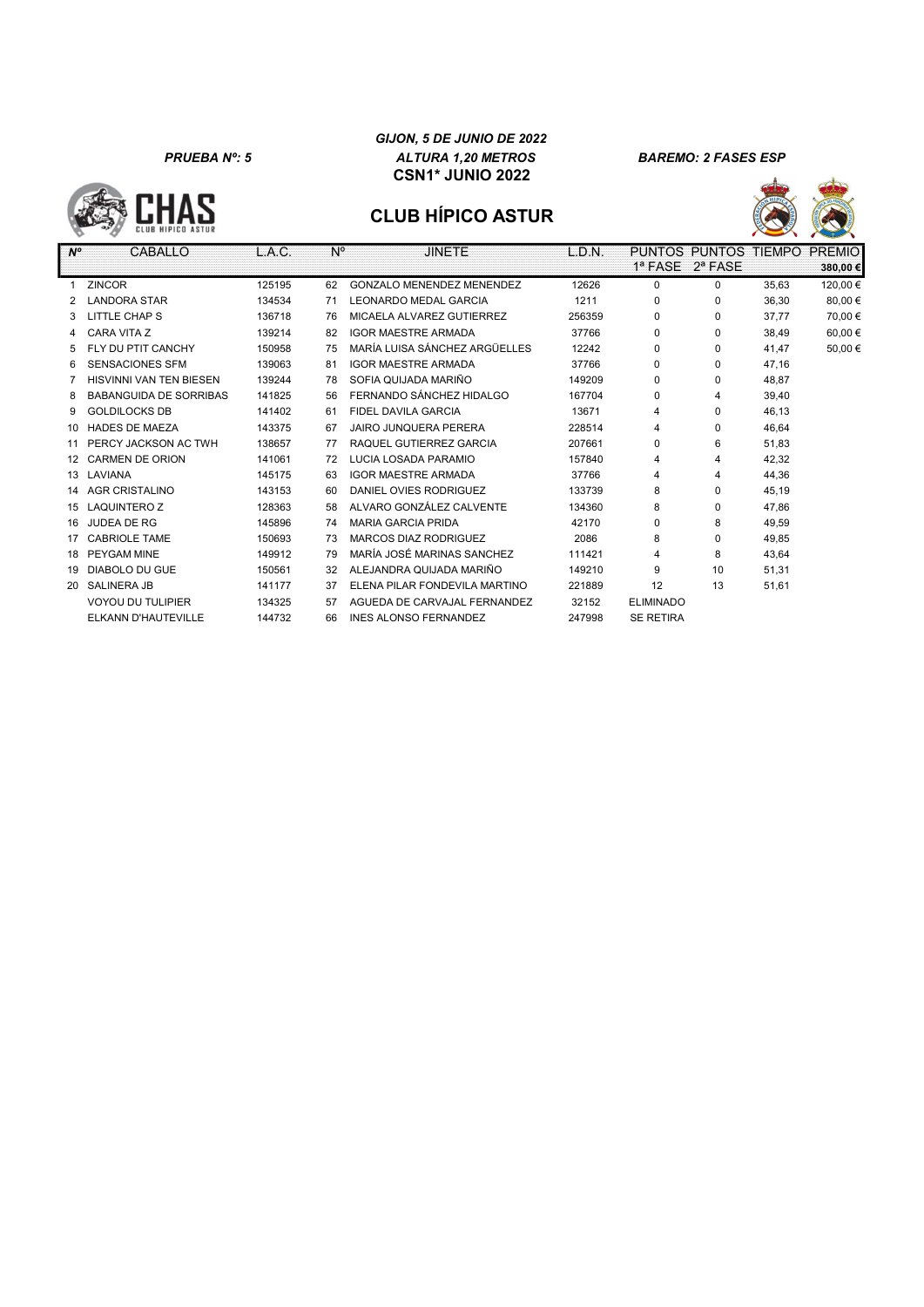*PRUEBA Nº: 5*

***GIJON, 5 DE JUNIO DE 2022***

***ALTURA 1,20 METROS***

**CSN1* JUNIO 2022**

***BAREMO: 2 FASES ESP***

## CLUB HÍPICO ASTUR

| Nº | CABALLO | L.A.C. | Nº | JINETE | L.D.N. | PUNTOS 1ª FASE | PUNTOS 2ª FASE | TIEMPO | PREMIO 380,00 € |
|---|---|---|---|---|---|---|---|---|---|
| 1 | ZINCOR | 125195 | 62 | GONZALO MENENDEZ MENENDEZ | 12626 | 0 | 0 | 35,63 | 120,00 € |
| 2 | LANDORA STAR | 134534 | 71 | LEONARDO MEDAL GARCIA | 1211 | 0 | 0 | 36,30 | 80,00 € |
| 3 | LITTLE CHAP S | 136718 | 76 | MICAELA ALVAREZ GUTIERREZ | 256359 | 0 | 0 | 37,77 | 70,00 € |
| 4 | CARA VITA Z | 139214 | 82 | IGOR MAESTRE ARMADA | 37766 | 0 | 0 | 38,49 | 60,00 € |
| 5 | FLY DU PTIT CANCHY | 150958 | 75 | MARÍA LUISA SÁNCHEZ ARGÜELLES | 12242 | 0 | 0 | 41,47 | 50,00 € |
| 6 | SENSACIONES SFM | 139063 | 81 | IGOR MAESTRE ARMADA | 37766 | 0 | 0 | 47,16 | |
| 7 | HISVINNI VAN TEN BIESEN | 139244 | 78 | SOFIA QUIJADA MARIÑO | 149209 | 0 | 0 | 48,87 | |
| 8 | BABANGUIDA DE SORRIBAS | 141825 | 56 | FERNANDO SÁNCHEZ HIDALGO | 167704 | 0 | 4 | 39,40 | |
| 9 | GOLDILOCKS DB | 141402 | 61 | FIDEL DAVILA GARCIA | 13671 | 4 | 0 | 46,13 | |
| 10 | HADES DE MAEZA | 143375 | 67 | JAIRO JUNQUERA PERERA | 228514 | 4 | 0 | 46,64 | |
| 11 | PERCY JACKSON AC TWH | 138657 | 77 | RAQUEL GUTIERREZ GARCIA | 207661 | 0 | 6 | 51,83 | |
| 12 | CARMEN DE ORION | 141061 | 72 | LUCIA LOSADA PARAMIO | 157840 | 4 | 4 | 42,32 | |
| 13 | LAVIANA | 145175 | 63 | IGOR MAESTRE ARMADA | 37766 | 4 | 4 | 44,36 | |
| 14 | AGR CRISTALINO | 143153 | 60 | DANIEL OVIES RODRIGUEZ | 133739 | 8 | 0 | 45,19 | |
| 15 | LAQUINTERO Z | 128363 | 58 | ALVARO GONZÁLEZ CALVENTE | 134360 | 8 | 0 | 47,86 | |
| 16 | JUDEA DE RG | 145896 | 74 | MARIA GARCIA PRIDA | 42170 | 0 | 8 | 49,59 | |
| 17 | CABRIOLE TAME | 150693 | 73 | MARCOS DIAZ RODRIGUEZ | 2086 | 8 | 0 | 49,85 | |
| 18 | PEYGAM MINE | 149912 | 79 | MARÍA JOSÉ MARINAS SANCHEZ | 111421 | 4 | 8 | 43,64 | |
| 19 | DIABOLO DU GUE | 150561 | 32 | ALEJANDRA QUIJADA MARIÑO | 149210 | 9 | 10 | 51,31 | |
| 20 | SALINERA JB | 141177 | 37 | ELENA PILAR FONDEVILA MARTINO | 221889 | 12 | 13 | 51,61 | |
| | VOYOU DU TULIPIER | 134325 | 57 | AGUEDA DE CARVAJAL FERNANDEZ | 32152 | ELIMINADO | | | |
| | ELKANN D'HAUTEVILLE | 144732 | 66 | INES ALONSO FERNANDEZ | 247998 | SE RETIRA | | | |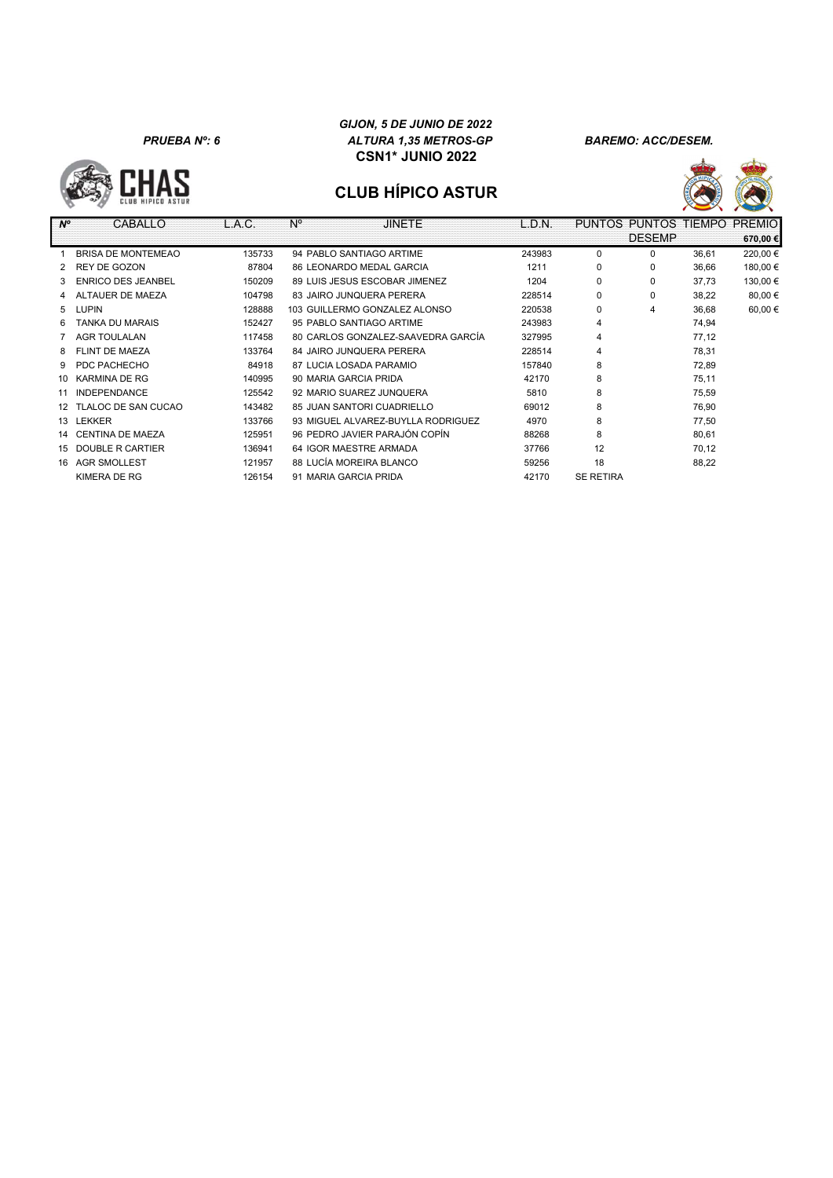*PRUEBA Nº: 6*

*GIJON, 5 DE JUNIO DE 2022*

*ALTURA 1,35 METROS-GP*

**CSN1* JUNIO 2022**

*BAREMO: ACC/DESEM.*

CHAS CLUB HIPICO ASTUR

## CLUB HÍPICO ASTUR

| Nº | CABALLO | L.A.C. | Nº | JINETE | L.D.N. | PUNTOS | PUNTOS DESEMP | TIEMPO | PREMIO 670,00 € |
|---|---|---|---|---|---|---|---|---|---|
| 1 | BRISA DE MONTEMEAO | 135733 | 94 | PABLO SANTIAGO ARTIME | 243983 | 0 | 0 | 36,61 | 220,00 € |
| 2 | REY DE GOZON | 87804 | 86 | LEONARDO MEDAL GARCIA | 1211 | 0 | 0 | 36,66 | 180,00 € |
| 3 | ENRICO DES JEANBEL | 150209 | 89 | LUIS JESUS ESCOBAR JIMENEZ | 1204 | 0 | 0 | 37,73 | 130,00 € |
| 4 | ALTAUER DE MAEZA | 104798 | 83 | JAIRO JUNQUERA PERERA | 228514 | 0 | 0 | 38,22 | 80,00 € |
| 5 | LUPIN | 128888 | 103 | GUILLERMO GONZALEZ ALONSO | 220538 | 0 | 4 | 36,68 | 60,00 € |
| 6 | TANKA DU MARAIS | 152427 | 95 | PABLO SANTIAGO ARTIME | 243983 | 4 | | 74,94 | |
| 7 | AGR TOULALAN | 117458 | 80 | CARLOS GONZALEZ-SAAVEDRA GARCÍA | 327995 | 4 | | 77,12 | |
| 8 | FLINT DE MAEZA | 133764 | 84 | JAIRO JUNQUERA PERERA | 228514 | 4 | | 78,31 | |
| 9 | PDC PACHECHO | 84918 | 87 | LUCIA LOSADA PARAMIO | 157840 | 8 | | 72,89 | |
| 10 | KARMINA DE RG | 140995 | 90 | MARIA GARCIA PRIDA | 42170 | 8 | | 75,11 | |
| 11 | INDEPENDANCE | 125542 | 92 | MARIO SUAREZ JUNQUERA | 5810 | 8 | | 75,59 | |
| 12 | TLALOC DE SAN CUCAO | 143482 | 85 | JUAN SANTORI CUADRIELLO | 69012 | 8 | | 76,90 | |
| 13 | LEKKER | 133766 | 93 | MIGUEL ALVAREZ-BUYLLA RODRIGUEZ | 4970 | 8 | | 77,50 | |
| 14 | CENTINA DE MAEZA | 125951 | 96 | PEDRO JAVIER PARAJÓN COPÍN | 88268 | 8 | | 80,61 | |
| 15 | DOUBLE R CARTIER | 136941 | 64 | IGOR MAESTRE ARMADA | 37766 | 12 | | 70,12 | |
| 16 | AGR SMOLLEST | 121957 | 88 | LUCÍA MOREIRA BLANCO | 59256 | 18 | | 88,22 | |
| | KIMERA DE RG | 126154 | 91 | MARIA GARCIA PRIDA | 42170 | SE RETIRA | | | |